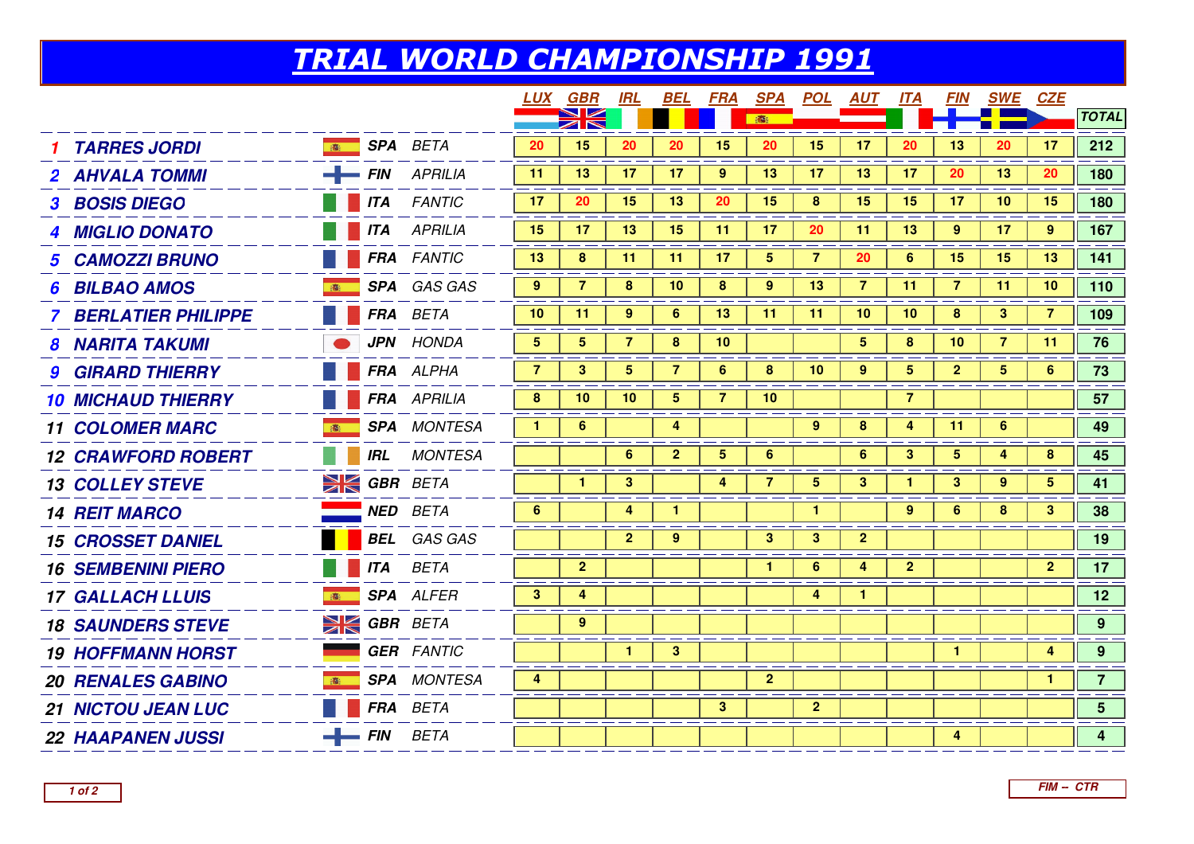# TRIAL WORLD CHAMPIONSHIP 1991

| | Rider | Nat. | Make | LUX | GBR | IRL | BEL | FRA | SPA | POL | AUT | ITA | FIN | SWE | CZE | TOTAL |
|---|---|---|---|---|---|---|---|---|---|---|---|---|---|---|---|---|
| 1 | TARRES JORDI | SPA | BETA | 20 | 15 | 20 | 20 | 15 | 20 | 15 | 17 | 20 | 13 | 20 | 17 | 212 |
| 2 | AHVALA TOMMI | FIN | APRILIA | 11 | 13 | 17 | 17 | 9 | 13 | 17 | 13 | 17 | 20 | 13 | 20 | 180 |
| 3 | BOSIS DIEGO | ITA | FANTIC | 17 | 20 | 15 | 13 | 20 | 15 | 8 | 15 | 15 | 17 | 10 | 15 | 180 |
| 4 | MIGLIO DONATO | ITA | APRILIA | 15 | 17 | 13 | 15 | 11 | 17 | 20 | 11 | 13 | 9 | 17 | 9 | 167 |
| 5 | CAMOZZI BRUNO | FRA | FANTIC | 13 | 8 | 11 | 11 | 17 | 5 | 7 | 20 | 6 | 15 | 15 | 13 | 141 |
| 6 | BILBAO AMOS | SPA | GAS GAS | 9 | 7 | 8 | 10 | 8 | 9 | 13 | 7 | 11 | 7 | 11 | 10 | 110 |
| 7 | BERLATIER PHILIPPE | FRA | BETA | 10 | 11 | 9 | 6 | 13 | 11 | 11 | 10 | 10 | 8 | 3 | 7 | 109 |
| 8 | NARITA TAKUMI | JPN | HONDA | 5 | 5 | 7 | 8 | 10 | | | 5 | 8 | 10 | 7 | 11 | 76 |
| 9 | GIRARD THIERRY | FRA | ALPHA | 7 | 3 | 5 | 7 | 6 | 8 | 10 | 9 | 5 | 2 | 5 | 6 | 73 |
| 10 | MICHAUD THIERRY | FRA | APRILIA | 8 | 10 | 10 | 5 | 7 | 10 | | | 7 | | | | 57 |
| 11 | COLOMER MARC | SPA | MONTESA | 1 | 6 | | 4 | | | 9 | 8 | 4 | 11 | 6 | | 49 |
| 12 | CRAWFORD ROBERT | IRL | MONTESA | | | 6 | 2 | 5 | 6 | | 6 | 3 | 5 | 4 | 8 | 45 |
| 13 | COLLEY STEVE | GBR | BETA | | 1 | 3 | | 4 | 7 | 5 | 3 | 1 | 3 | 9 | 5 | 41 |
| 14 | REIT MARCO | NED | BETA | 6 | | 4 | 1 | | | 1 | | 9 | 6 | 8 | 3 | 38 |
| 15 | CROSSET DANIEL | BEL | GAS GAS | | | 2 | 9 | | 3 | 3 | 2 | | | | | 19 |
| 16 | SEMBENINI PIERO | ITA | BETA | | 2 | | | | 1 | 6 | 4 | 2 | | | 2 | 17 |
| 17 | GALLACH LLUIS | SPA | ALFER | 3 | 4 | | | | | 4 | 1 | | | | | 12 |
| 18 | SAUNDERS STEVE | GBR | BETA | | 9 | | | | | | | | | | | 9 |
| 19 | HOFFMANN HORST | GER | FANTIC | | | 1 | 3 | | | | | | 1 | | 4 | 9 |
| 20 | RENALES GABINO | SPA | MONTESA | 4 | | | | | 2 | | | | | | 1 | 7 |
| 21 | NICTOU JEAN LUC | FRA | BETA | | | | | 3 | | 2 | | | | | | 5 |
| 22 | HAAPANEN JUSSI | FIN | BETA | | | | | | | | | | 4 | | | 4 |

FIM – CTR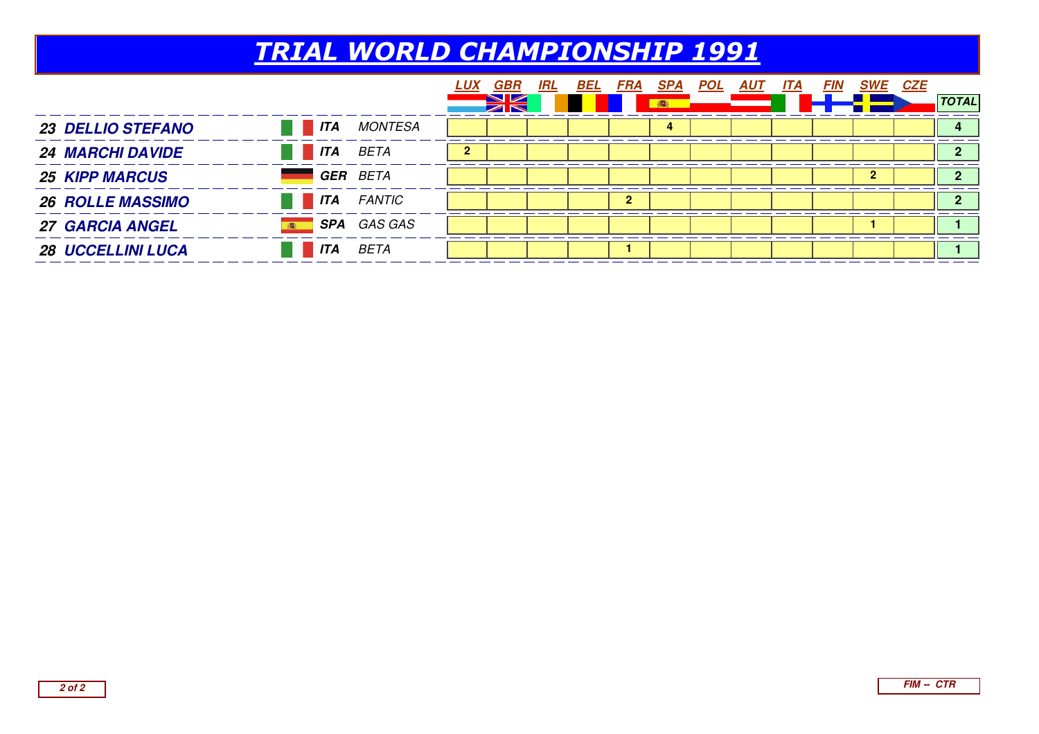# TRIAL WORLD CHAMPIONSHIP 1991

| | | | | LUX | GBR | IRL | BEL | FRA | SPA | POL | AUT | ITA | FIN | SWE | CZE | TOTAL |
|---|---|---|---|---|---|---|---|---|---|---|---|---|---|---|---|---|
| 23 | DELLIO STEFANO | ITA | MONTESA | | | | | | 4 | | | | | | | 4 |
| 24 | MARCHI DAVIDE | ITA | BETA | 2 | | | | | | | | | | | | 2 |
| 25 | KIPP MARCUS | GER | BETA | | | | | | | | | | | 2 | | 2 |
| 26 | ROLLE MASSIMO | ITA | FANTIC | | | | | 2 | | | | | | | | 2 |
| 27 | GARCIA ANGEL | SPA | GAS GAS | | | | | | | | | | | 1 | | 1 |
| 28 | UCCELLINI LUCA | ITA | BETA | | | | | 1 | | | | | | | | 1 |

FIM -- CTR